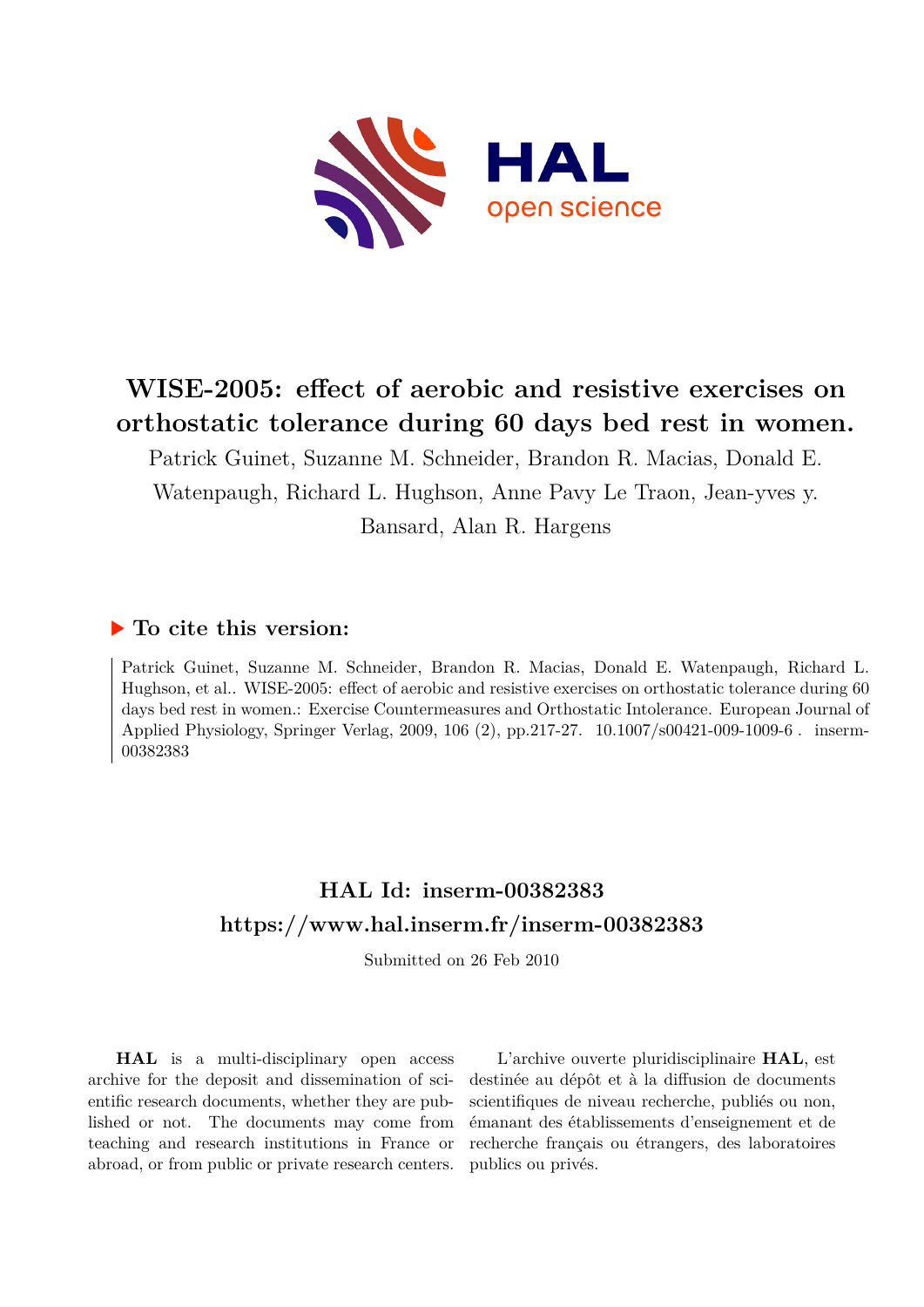# WISE-2005: effect of aerobic and resistive exercises on orthostatic tolerance during 60 days bed rest in women.

Patrick Guinet, Suzanne M. Schneider, Brandon R. Macias, Donald E. Watenpaugh, Richard L. Hughson, Anne Pavy Le Traon, Jean-yves y. Bansard, Alan R. Hargens

## ▶ To cite this version:

Patrick Guinet, Suzanne M. Schneider, Brandon R. Macias, Donald E. Watenpaugh, Richard L. Hughson, et al.. WISE-2005: effect of aerobic and resistive exercises on orthostatic tolerance during 60 days bed rest in women.: Exercise Countermeasures and Orthostatic Intolerance. European Journal of Applied Physiology, Springer Verlag, 2009, 106 (2), pp.217-27. 10.1007/s00421-009-1009-6 . inserm-00382383

## HAL Id: inserm-00382383
## https://www.hal.inserm.fr/inserm-00382383

Submitted on 26 Feb 2010

**HAL** is a multi-disciplinary open access archive for the deposit and dissemination of scientific research documents, whether they are published or not. The documents may come from teaching and research institutions in France or abroad, or from public or private research centers.

L'archive ouverte pluridisciplinaire **HAL**, est destinée au dépôt et à la diffusion de documents scientifiques de niveau recherche, publiés ou non, émanant des établissements d'enseignement et de recherche français ou étrangers, des laboratoires publics ou privés.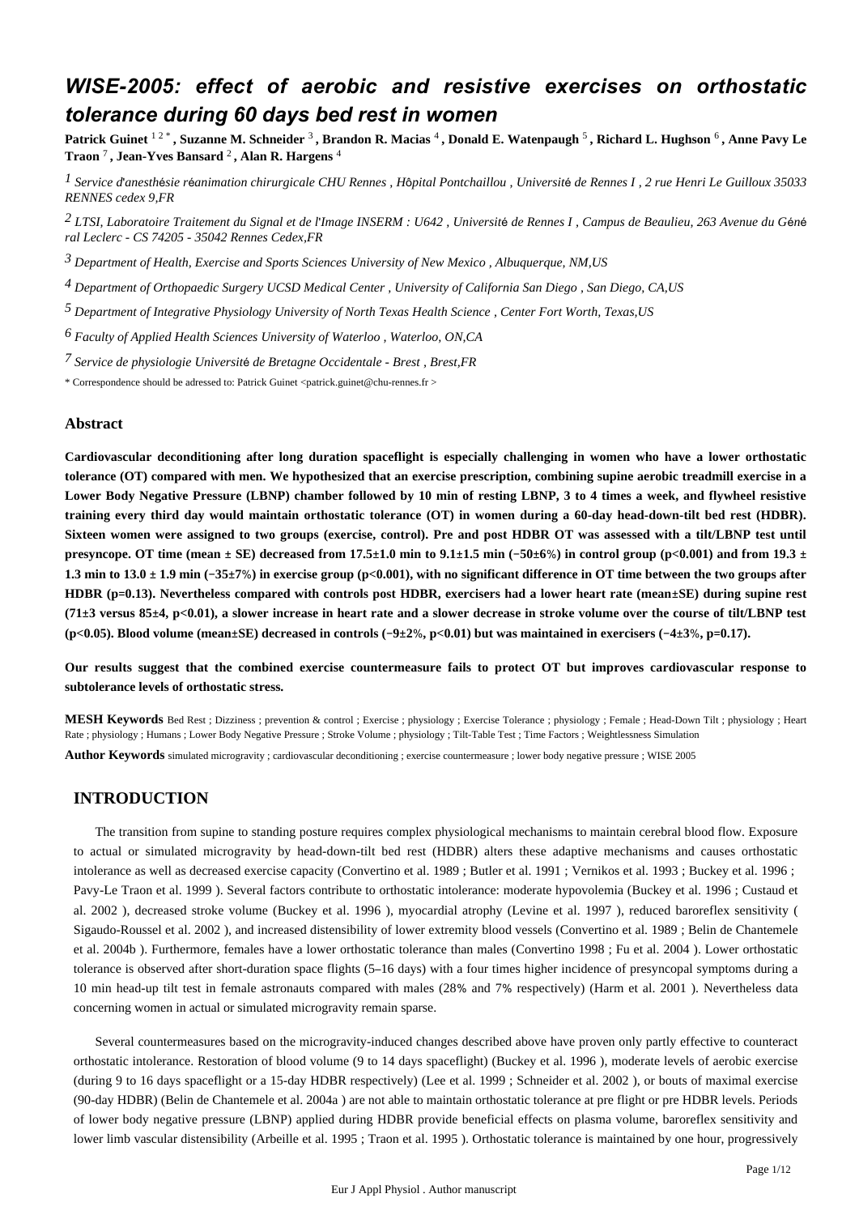# WISE-2005: effect of aerobic and resistive exercises on orthostatic tolerance during 60 days bed rest in women

**Patrick Guinet** [1,2*] **, Suzanne M. Schneider** [3] **, Brandon R. Macias** [4] **, Donald E. Watenpaugh** [5] **, Richard L. Hughson** [6] **, Anne Pavy Le Traon** [7] **, Jean-Yves Bansard** [2] **, Alan R. Hargens** [4]

[1] *Service d'anesthésie réanimation chirurgicale CHU Rennes , Hôpital Pontchaillou , Université de Rennes I , 2 rue Henri Le Guilloux 35033 RENNES cedex 9,FR*

[2] *LTSI, Laboratoire Traitement du Signal et de l'Image INSERM : U642 , Université de Rennes I , Campus de Beaulieu, 263 Avenue du Général Leclerc - CS 74205 - 35042 Rennes Cedex,FR*

[3] *Department of Health, Exercise and Sports Sciences University of New Mexico , Albuquerque, NM,US*

[4] *Department of Orthopaedic Surgery UCSD Medical Center , University of California San Diego , San Diego, CA,US*

[5] *Department of Integrative Physiology University of North Texas Health Science , Center Fort Worth, Texas,US*

[6] *Faculty of Applied Health Sciences University of Waterloo , Waterloo, ON,CA*

[7] *Service de physiologie Université de Bretagne Occidentale - Brest , Brest,FR*

\* Correspondence should be adressed to: Patrick Guinet <patrick.guinet@chu-rennes.fr >

## Abstract

**Cardiovascular deconditioning after long duration spaceflight is especially challenging in women who have a lower orthostatic tolerance (OT) compared with men. We hypothesized that an exercise prescription, combining supine aerobic treadmill exercise in a Lower Body Negative Pressure (LBNP) chamber followed by 10 min of resting LBNP, 3 to 4 times a week, and flywheel resistive training every third day would maintain orthostatic tolerance (OT) in women during a 60-day head-down-tilt bed rest (HDBR). Sixteen women were assigned to two groups (exercise, control). Pre and post HDBR OT was assessed with a tilt/LBNP test until presyncope. OT time (mean ± SE) decreased from 17.5±1.0 min to 9.1±1.5 min (−50±6%) in control group ($p<0.001$) and from 19.3 ± 1.3 min to 13.0 ± 1.9 min (−35±7%) in exercise group ($p<0.001$), with no significant difference in OT time between the two groups after HDBR ($p=0.13$). Nevertheless compared with controls post HDBR, exercisers had a lower heart rate (mean±SE) during supine rest (71±3 versus 85±4, $p<0.01$), a slower increase in heart rate and a slower decrease in stroke volume over the course of tilt/LBNP test ($p<0.05$). Blood volume (mean±SE) decreased in controls (−9±2%, $p<0.01$) but was maintained in exercisers (−4±3%, $p=0.17$).**

**Our results suggest that the combined exercise countermeasure fails to protect OT but improves cardiovascular response to subtolerance levels of orthostatic stress.**

**MESH Keywords** Bed Rest ; Dizziness ; prevention & control ; Exercise ; physiology ; Exercise Tolerance ; physiology ; Female ; Head-Down Tilt ; physiology ; Heart Rate ; physiology ; Humans ; Lower Body Negative Pressure ; Stroke Volume ; physiology ; Tilt-Table Test ; Time Factors ; Weightlessness Simulation

**Author Keywords** simulated microgravity ; cardiovascular deconditioning ; exercise countermeasure ; lower body negative pressure ; WISE 2005

## INTRODUCTION

The transition from supine to standing posture requires complex physiological mechanisms to maintain cerebral blood flow. Exposure to actual or simulated microgravity by head-down-tilt bed rest (HDBR) alters these adaptive mechanisms and causes orthostatic intolerance as well as decreased exercise capacity (Convertino et al. 1989 ; Butler et al. 1991 ; Vernikos et al. 1993 ; Buckey et al. 1996 ; Pavy-Le Traon et al. 1999 ). Several factors contribute to orthostatic intolerance: moderate hypovolemia (Buckey et al. 1996 ; Custaud et al. 2002 ), decreased stroke volume (Buckey et al. 1996 ), myocardial atrophy (Levine et al. 1997 ), reduced baroreflex sensitivity ( Sigaudo-Roussel et al. 2002 ), and increased distensibility of lower extremity blood vessels (Convertino et al. 1989 ; Belin de Chantemele et al. 2004b ). Furthermore, females have a lower orthostatic tolerance than males (Convertino 1998 ; Fu et al. 2004 ). Lower orthostatic tolerance is observed after short-duration space flights (5–16 days) with a four times higher incidence of presyncopal symptoms during a 10 min head-up tilt test in female astronauts compared with males (28% and 7% respectively) (Harm et al. 2001 ). Nevertheless data concerning women in actual or simulated microgravity remain sparse.

Several countermeasures based on the microgravity-induced changes described above have proven only partly effective to counteract orthostatic intolerance. Restoration of blood volume (9 to 14 days spaceflight) (Buckey et al. 1996 ), moderate levels of aerobic exercise (during 9 to 16 days spaceflight or a 15-day HDBR respectively) (Lee et al. 1999 ; Schneider et al. 2002 ), or bouts of maximal exercise (90-day HDBR) (Belin de Chantemele et al. 2004a ) are not able to maintain orthostatic tolerance at pre flight or pre HDBR levels. Periods of lower body negative pressure (LBNP) applied during HDBR provide beneficial effects on plasma volume, baroreflex sensitivity and lower limb vascular distensibility (Arbeille et al. 1995 ; Traon et al. 1995 ). Orthostatic tolerance is maintained by one hour, progressively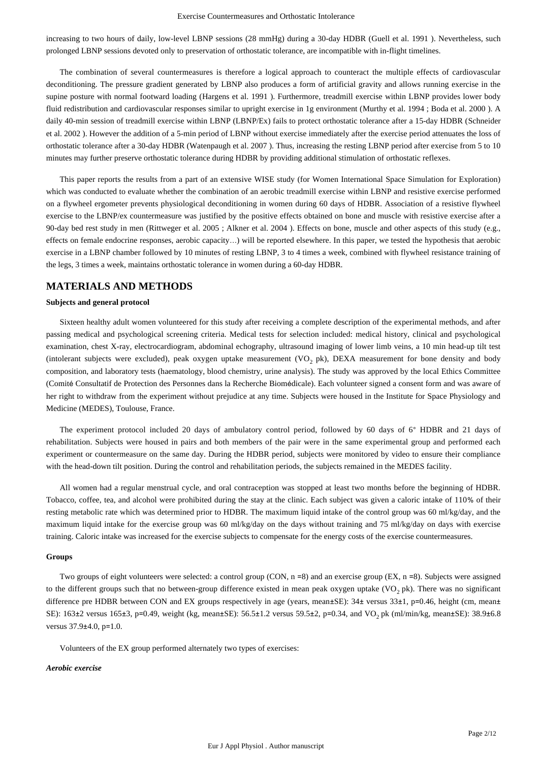increasing to two hours of daily, low-level LBNP sessions (28 mmHg) during a 30-day HDBR (Guell et al. 1991 ). Nevertheless, such prolonged LBNP sessions devoted only to preservation of orthostatic tolerance, are incompatible with in-flight timelines.

The combination of several countermeasures is therefore a logical approach to counteract the multiple effects of cardiovascular deconditioning. The pressure gradient generated by LBNP also produces a form of artificial gravity and allows running exercise in the supine posture with normal footward loading (Hargens et al. 1991 ). Furthermore, treadmill exercise within LBNP provides lower body fluid redistribution and cardiovascular responses similar to upright exercise in 1g environment (Murthy et al. 1994 ; Boda et al. 2000 ). A daily 40-min session of treadmill exercise within LBNP (LBNP/Ex) fails to protect orthostatic tolerance after a 15-day HDBR (Schneider et al. 2002 ). However the addition of a 5-min period of LBNP without exercise immediately after the exercise period attenuates the loss of orthostatic tolerance after a 30-day HDBR (Watenpaugh et al. 2007 ). Thus, increasing the resting LBNP period after exercise from 5 to 10 minutes may further preserve orthostatic tolerance during HDBR by providing additional stimulation of orthostatic reflexes.

This paper reports the results from a part of an extensive WISE study (for Women International Space Simulation for Exploration) which was conducted to evaluate whether the combination of an aerobic treadmill exercise within LBNP and resistive exercise performed on a flywheel ergometer prevents physiological deconditioning in women during 60 days of HDBR. Association of a resistive flywheel exercise to the LBNP/ex countermeasure was justified by the positive effects obtained on bone and muscle with resistive exercise after a 90-day bed rest study in men (Rittweger et al. 2005 ; Alkner et al. 2004 ). Effects on bone, muscle and other aspects of this study (e.g., effects on female endocrine responses, aerobic capacity…) will be reported elsewhere. In this paper, we tested the hypothesis that aerobic exercise in a LBNP chamber followed by 10 minutes of resting LBNP, 3 to 4 times a week, combined with flywheel resistance training of the legs, 3 times a week, maintains orthostatic tolerance in women during a 60-day HDBR.

## MATERIALS AND METHODS

### Subjects and general protocol

Sixteen healthy adult women volunteered for this study after receiving a complete description of the experimental methods, and after passing medical and psychological screening criteria. Medical tests for selection included: medical history, clinical and psychological examination, chest X-ray, electrocardiogram, abdominal echography, ultrasound imaging of lower limb veins, a 10 min head-up tilt test (intolerant subjects were excluded), peak oxygen uptake measurement ($VO_2$ pk), DEXA measurement for bone density and body composition, and laboratory tests (haematology, blood chemistry, urine analysis). The study was approved by the local Ethics Committee (Comité Consultatif de Protection des Personnes dans la Recherche Biomédicale). Each volunteer signed a consent form and was aware of her right to withdraw from the experiment without prejudice at any time. Subjects were housed in the Institute for Space Physiology and Medicine (MEDES), Toulouse, France.

The experiment protocol included 20 days of ambulatory control period, followed by 60 days of 6° HDBR and 21 days of rehabilitation. Subjects were housed in pairs and both members of the pair were in the same experimental group and performed each experiment or countermeasure on the same day. During the HDBR period, subjects were monitored by video to ensure their compliance with the head-down tilt position. During the control and rehabilitation periods, the subjects remained in the MEDES facility.

All women had a regular menstrual cycle, and oral contraception was stopped at least two months before the beginning of HDBR. Tobacco, coffee, tea, and alcohol were prohibited during the stay at the clinic. Each subject was given a caloric intake of 110% of their resting metabolic rate which was determined prior to HDBR. The maximum liquid intake of the control group was 60 ml/kg/day, and the maximum liquid intake for the exercise group was 60 ml/kg/day on the days without training and 75 ml/kg/day on days with exercise training. Caloric intake was increased for the exercise subjects to compensate for the energy costs of the exercise countermeasures.

### Groups

Two groups of eight volunteers were selected: a control group (CON, n =8) and an exercise group (EX, n =8). Subjects were assigned to the different groups such that no between-group difference existed in mean peak oxygen uptake ($VO_2$ pk). There was no significant difference pre HDBR between CON and EX groups respectively in age (years, mean±SE): 34± versus 33±1, p=0.46, height (cm, mean± SE): 163±2 versus 165±3, p=0.49, weight (kg, mean±SE): 56.5±1.2 versus 59.5±2, p=0.34, and $VO_2$ pk (ml/min/kg, mean±SE): 38.9±6.8 versus 37.9±4.0, p=1.0.

Volunteers of the EX group performed alternately two types of exercises:

#### *Aerobic exercise*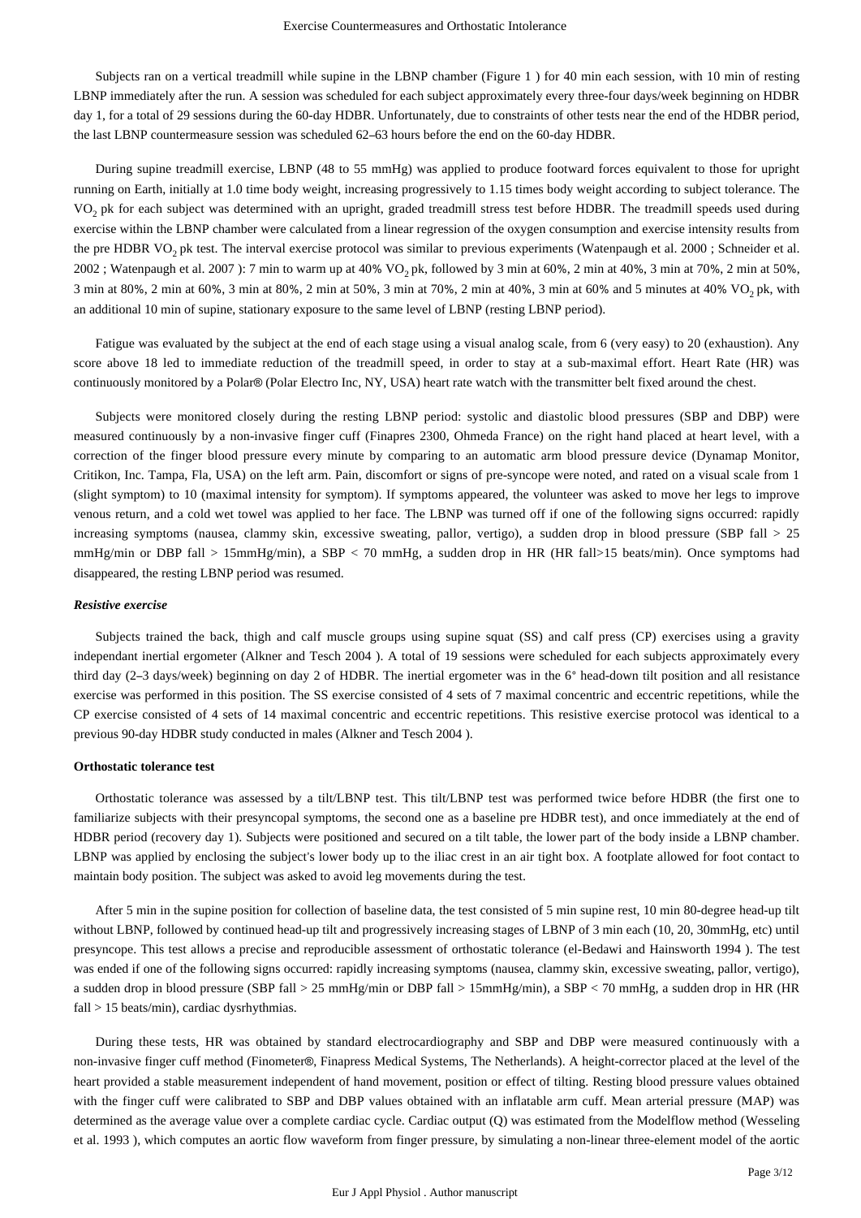Subjects ran on a vertical treadmill while supine in the LBNP chamber (Figure 1 ) for 40 min each session, with 10 min of resting LBNP immediately after the run. A session was scheduled for each subject approximately every three-four days/week beginning on HDBR day 1, for a total of 29 sessions during the 60-day HDBR. Unfortunately, due to constraints of other tests near the end of the HDBR period, the last LBNP countermeasure session was scheduled 62–63 hours before the end on the 60-day HDBR.

During supine treadmill exercise, LBNP (48 to 55 mmHg) was applied to produce footward forces equivalent to those for upright running on Earth, initially at 1.0 time body weight, increasing progressively to 1.15 times body weight according to subject tolerance. The $VO_2$ pk for each subject was determined with an upright, graded treadmill stress test before HDBR. The treadmill speeds used during exercise within the LBNP chamber were calculated from a linear regression of the oxygen consumption and exercise intensity results from the pre HDBR $VO_2$ pk test. The interval exercise protocol was similar to previous experiments (Watenpaugh et al. 2000 ; Schneider et al. 2002 ; Watenpaugh et al. 2007 ): 7 min to warm up at 40% $VO_2$ pk, followed by 3 min at 60%, 2 min at 40%, 3 min at 70%, 2 min at 50%, 3 min at 80%, 2 min at 60%, 3 min at 80%, 2 min at 50%, 3 min at 70%, 2 min at 40%, 3 min at 60% and 5 minutes at 40% $VO_2$ pk, with an additional 10 min of supine, stationary exposure to the same level of LBNP (resting LBNP period).

Fatigue was evaluated by the subject at the end of each stage using a visual analog scale, from 6 (very easy) to 20 (exhaustion). Any score above 18 led to immediate reduction of the treadmill speed, in order to stay at a sub-maximal effort. Heart Rate (HR) was continuously monitored by a Polar® (Polar Electro Inc, NY, USA) heart rate watch with the transmitter belt fixed around the chest.

Subjects were monitored closely during the resting LBNP period: systolic and diastolic blood pressures (SBP and DBP) were measured continuously by a non-invasive finger cuff (Finapres 2300, Ohmeda France) on the right hand placed at heart level, with a correction of the finger blood pressure every minute by comparing to an automatic arm blood pressure device (Dynamap Monitor, Critikon, Inc. Tampa, Fla, USA) on the left arm. Pain, discomfort or signs of pre-syncope were noted, and rated on a visual scale from 1 (slight symptom) to 10 (maximal intensity for symptom). If symptoms appeared, the volunteer was asked to move her legs to improve venous return, and a cold wet towel was applied to her face. The LBNP was turned off if one of the following signs occurred: rapidly increasing symptoms (nausea, clammy skin, excessive sweating, pallor, vertigo), a sudden drop in blood pressure (SBP fall > 25 mmHg/min or DBP fall > 15mmHg/min), a SBP < 70 mmHg, a sudden drop in HR (HR fall>15 beats/min). Once symptoms had disappeared, the resting LBNP period was resumed.

#### *Resistive exercise*

Subjects trained the back, thigh and calf muscle groups using supine squat (SS) and calf press (CP) exercises using a gravity independant inertial ergometer (Alkner and Tesch 2004 ). A total of 19 sessions were scheduled for each subjects approximately every third day (2–3 days/week) beginning on day 2 of HDBR. The inertial ergometer was in the 6° head-down tilt position and all resistance exercise was performed in this position. The SS exercise consisted of 4 sets of 7 maximal concentric and eccentric repetitions, while the CP exercise consisted of 4 sets of 14 maximal concentric and eccentric repetitions. This resistive exercise protocol was identical to a previous 90-day HDBR study conducted in males (Alkner and Tesch 2004 ).

### Orthostatic tolerance test

Orthostatic tolerance was assessed by a tilt/LBNP test. This tilt/LBNP test was performed twice before HDBR (the first one to familiarize subjects with their presyncopal symptoms, the second one as a baseline pre HDBR test), and once immediately at the end of HDBR period (recovery day 1). Subjects were positioned and secured on a tilt table, the lower part of the body inside a LBNP chamber. LBNP was applied by enclosing the subject's lower body up to the iliac crest in an air tight box. A footplate allowed for foot contact to maintain body position. The subject was asked to avoid leg movements during the test.

After 5 min in the supine position for collection of baseline data, the test consisted of 5 min supine rest, 10 min 80-degree head-up tilt without LBNP, followed by continued head-up tilt and progressively increasing stages of LBNP of 3 min each (10, 20, 30mmHg, etc) until presyncope. This test allows a precise and reproducible assessment of orthostatic tolerance (el-Bedawi and Hainsworth 1994 ). The test was ended if one of the following signs occurred: rapidly increasing symptoms (nausea, clammy skin, excessive sweating, pallor, vertigo), a sudden drop in blood pressure (SBP fall > 25 mmHg/min or DBP fall > 15mmHg/min), a SBP < 70 mmHg, a sudden drop in HR (HR fall > 15 beats/min), cardiac dysrhythmias.

During these tests, HR was obtained by standard electrocardiography and SBP and DBP were measured continuously with a non-invasive finger cuff method (Finometer®, Finapress Medical Systems, The Netherlands). A height-corrector placed at the level of the heart provided a stable measurement independent of hand movement, position or effect of tilting. Resting blood pressure values obtained with the finger cuff were calibrated to SBP and DBP values obtained with an inflatable arm cuff. Mean arterial pressure (MAP) was determined as the average value over a complete cardiac cycle. Cardiac output (Q) was estimated from the Modelflow method (Wesseling et al. 1993 ), which computes an aortic flow waveform from finger pressure, by simulating a non-linear three-element model of the aortic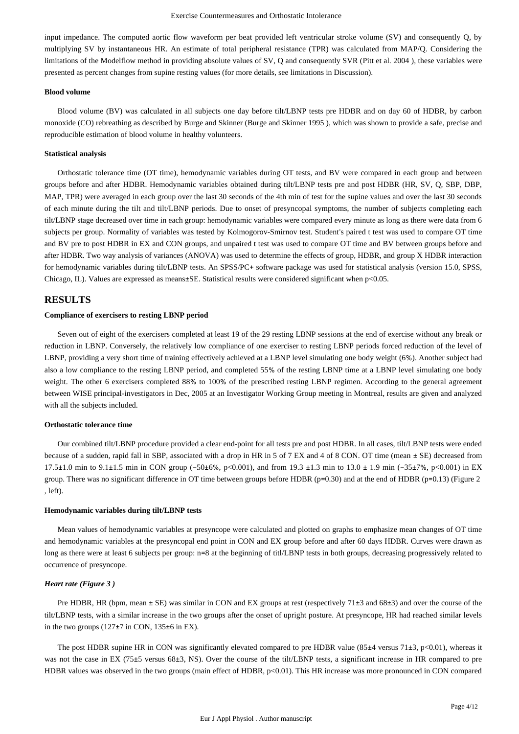input impedance. The computed aortic flow waveform per beat provided left ventricular stroke volume (SV) and consequently Q, by multiplying SV by instantaneous HR. An estimate of total peripheral resistance (TPR) was calculated from MAP/Q. Considering the limitations of the Modelflow method in providing absolute values of SV, Q and consequently SVR (Pitt et al. 2004 ), these variables were presented as percent changes from supine resting values (for more details, see limitations in Discussion).

#### Blood volume

Blood volume (BV) was calculated in all subjects one day before tilt/LBNP tests pre HDBR and on day 60 of HDBR, by carbon monoxide (CO) rebreathing as described by Burge and Skinner (Burge and Skinner 1995 ), which was shown to provide a safe, precise and reproducible estimation of blood volume in healthy volunteers.

#### Statistical analysis

Orthostatic tolerance time (OT time), hemodynamic variables during OT tests, and BV were compared in each group and between groups before and after HDBR. Hemodynamic variables obtained during tilt/LBNP tests pre and post HDBR (HR, SV, Q, SBP, DBP, MAP, TPR) were averaged in each group over the last 30 seconds of the 4th min of test for the supine values and over the last 30 seconds of each minute during the tilt and tilt/LBNP periods. Due to onset of presyncopal symptoms, the number of subjects completing each tilt/LBNP stage decreased over time in each group: hemodynamic variables were compared every minute as long as there were data from 6 subjects per group. Normality of variables was tested by Kolmogorov-Smirnov test. Student's paired t test was used to compare OT time and BV pre to post HDBR in EX and CON groups, and unpaired t test was used to compare OT time and BV between groups before and after HDBR. Two way analysis of variances (ANOVA) was used to determine the effects of group, HDBR, and group X HDBR interaction for hemodynamic variables during tilt/LBNP tests. An SPSS/PC+ software package was used for statistical analysis (version 15.0, SPSS, Chicago, IL). Values are expressed as means±SE. Statistical results were considered significant when $p<0.05$.

## RESULTS

#### Compliance of exercisers to resting LBNP period

Seven out of eight of the exercisers completed at least 19 of the 29 resting LBNP sessions at the end of exercise without any break or reduction in LBNP. Conversely, the relatively low compliance of one exerciser to resting LBNP periods forced reduction of the level of LBNP, providing a very short time of training effectively achieved at a LBNP level simulating one body weight (6%). Another subject had also a low compliance to the resting LBNP period, and completed 55% of the resting LBNP time at a LBNP level simulating one body weight. The other 6 exercisers completed 88% to 100% of the prescribed resting LBNP regimen. According to the general agreement between WISE principal-investigators in Dec, 2005 at an Investigator Working Group meeting in Montreal, results are given and analyzed with all the subjects included.

#### Orthostatic tolerance time

Our combined tilt/LBNP procedure provided a clear end-point for all tests pre and post HDBR. In all cases, tilt/LBNP tests were ended because of a sudden, rapid fall in SBP, associated with a drop in HR in 5 of 7 EX and 4 of 8 CON. OT time (mean ± SE) decreased from 17.5±1.0 min to 9.1±1.5 min in CON group (−50±6%, $p<0.001$), and from 19.3 ±1.3 min to 13.0 ± 1.9 min (−35±7%, $p<0.001$) in EX group. There was no significant difference in OT time between groups before HDBR ($p=0.30$) and at the end of HDBR ($p=0.13$) (Figure 2 , left).

#### Hemodynamic variables during tilt/LBNP tests

Mean values of hemodynamic variables at presyncope were calculated and plotted on graphs to emphasize mean changes of OT time and hemodynamic variables at the presyncopal end point in CON and EX group before and after 60 days HDBR. Curves were drawn as long as there were at least 6 subjects per group: n=8 at the beginning of titl/LBNP tests in both groups, decreasing progressively related to occurrence of presyncope.

#### *Heart rate (Figure 3 )*

Pre HDBR, HR (bpm, mean ± SE) was similar in CON and EX groups at rest (respectively 71±3 and 68±3) and over the course of the tilt/LBNP tests, with a similar increase in the two groups after the onset of upright posture. At presyncope, HR had reached similar levels in the two groups (127±7 in CON, 135±6 in EX).

The post HDBR supine HR in CON was significantly elevated compared to pre HDBR value (85±4 versus 71±3, $p<0.01$), whereas it was not the case in EX (75±5 versus 68±3, NS). Over the course of the tilt/LBNP tests, a significant increase in HR compared to pre HDBR values was observed in the two groups (main effect of HDBR, $p<0.01$). This HR increase was more pronounced in CON compared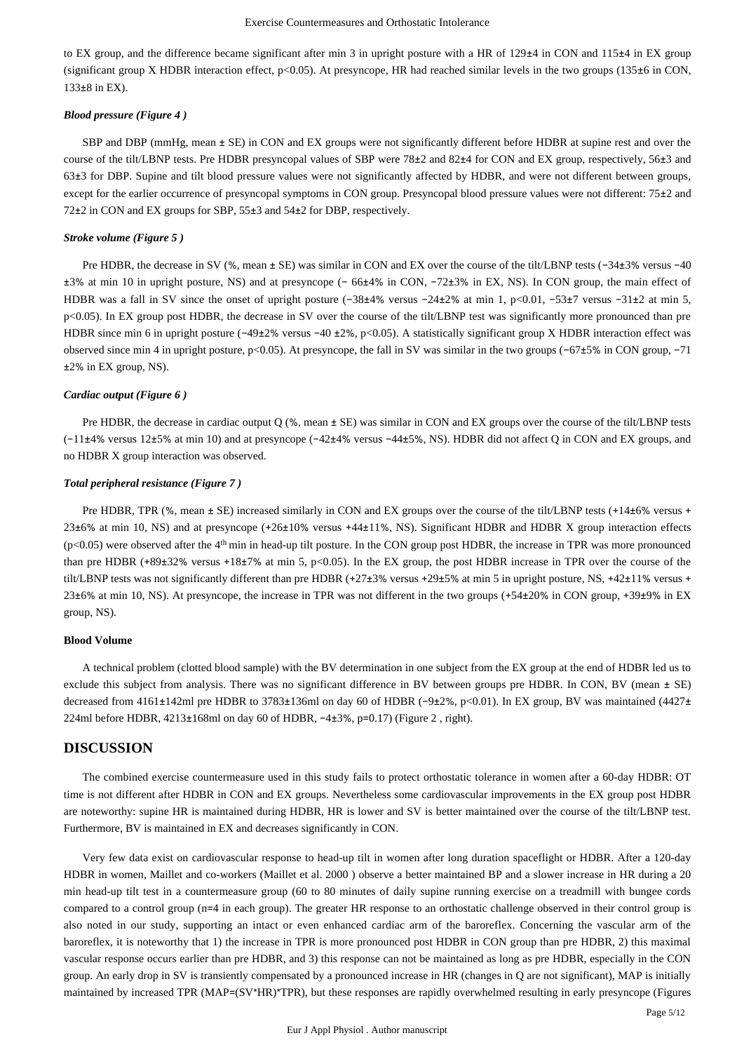to EX group, and the difference became significant after min 3 in upright posture with a HR of 129±4 in CON and 115±4 in EX group (significant group X HDBR interaction effect, $p<0.05$). At presyncope, HR had reached similar levels in the two groups (135±6 in CON, 133±8 in EX).

### *Blood pressure (Figure 4 )*

SBP and DBP (mmHg, mean ± SE) in CON and EX groups were not significantly different before HDBR at supine rest and over the course of the tilt/LBNP tests. Pre HDBR presyncopal values of SBP were 78±2 and 82±4 for CON and EX group, respectively, 56±3 and 63±3 for DBP. Supine and tilt blood pressure values were not significantly affected by HDBR, and were not different between groups, except for the earlier occurrence of presyncopal symptoms in CON group. Presyncopal blood pressure values were not different: 75±2 and 72±2 in CON and EX groups for SBP, 55±3 and 54±2 for DBP, respectively.

### *Stroke volume (Figure 5 )*

Pre HDBR, the decrease in SV (%, mean ± SE) was similar in CON and EX over the course of the tilt/LBNP tests (−34±3% versus −40 ±3% at min 10 in upright posture, NS) and at presyncope (− 66±4% in CON, −72±3% in EX, NS). In CON group, the main effect of HDBR was a fall in SV since the onset of upright posture (−38±4% versus −24±2% at min 1, $p<0.01$, −53±7 versus −31±2 at min 5, $p<0.05$). In EX group post HDBR, the decrease in SV over the course of the tilt/LBNP test was significantly more pronounced than pre HDBR since min 6 in upright posture (−49±2% versus −40 ±2%, $p<0.05$). A statistically significant group X HDBR interaction effect was observed since min 4 in upright posture, $p<0.05$). At presyncope, the fall in SV was similar in the two groups (−67±5% in CON group, −71 ±2% in EX group, NS).

### *Cardiac output (Figure 6 )*

Pre HDBR, the decrease in cardiac output Q (%, mean ± SE) was similar in CON and EX groups over the course of the tilt/LBNP tests (−11±4% versus 12±5% at min 10) and at presyncope (−42±4% versus −44±5%, NS). HDBR did not affect Q in CON and EX groups, and no HDBR X group interaction was observed.

### *Total peripheral resistance (Figure 7 )*

Pre HDBR, TPR (%, mean ± SE) increased similarly in CON and EX groups over the course of the tilt/LBNP tests (+14±6% versus + 23±6% at min 10, NS) and at presyncope (+26±10% versus +44±11%, NS). Significant HDBR and HDBR X group interaction effects ($p<0.05$) were observed after the 4th min in head-up tilt posture. In the CON group post HDBR, the increase in TPR was more pronounced than pre HDBR (+89±32% versus +18±7% at min 5, $p<0.05$). In the EX group, the post HDBR increase in TPR over the course of the tilt/LBNP tests was not significantly different than pre HDBR (+27±3% versus +29±5% at min 5 in upright posture, NS, +42±11% versus + 23±6% at min 10, NS). At presyncope, the increase in TPR was not different in the two groups (+54±20% in CON group, +39±9% in EX group, NS).

### **Blood Volume**

A technical problem (clotted blood sample) with the BV determination in one subject from the EX group at the end of HDBR led us to exclude this subject from analysis. There was no significant difference in BV between groups pre HDBR. In CON, BV (mean ± SE) decreased from 4161±142ml pre HDBR to 3783±136ml on day 60 of HDBR (−9±2%, $p<0.01$). In EX group, BV was maintained (4427± 224ml before HDBR, 4213±168ml on day 60 of HDBR, −4±3%, $p=0.17$) (Figure 2 , right).

## DISCUSSION

The combined exercise countermeasure used in this study fails to protect orthostatic tolerance in women after a 60-day HDBR: OT time is not different after HDBR in CON and EX groups. Nevertheless some cardiovascular improvements in the EX group post HDBR are noteworthy: supine HR is maintained during HDBR, HR is lower and SV is better maintained over the course of the tilt/LBNP test. Furthermore, BV is maintained in EX and decreases significantly in CON.

Very few data exist on cardiovascular response to head-up tilt in women after long duration spaceflight or HDBR. After a 120-day HDBR in women, Maillet and co-workers (Maillet et al. 2000 ) observe a better maintained BP and a slower increase in HR during a 20 min head-up tilt test in a countermeasure group (60 to 80 minutes of daily supine running exercise on a treadmill with bungee cords compared to a control group (n=4 in each group). The greater HR response to an orthostatic challenge observed in their control group is also noted in our study, supporting an intact or even enhanced cardiac arm of the baroreflex. Concerning the vascular arm of the baroreflex, it is noteworthy that 1) the increase in TPR is more pronounced post HDBR in CON group than pre HDBR, 2) this maximal vascular response occurs earlier than pre HDBR, and 3) this response can not be maintained as long as pre HDBR, especially in the CON group. An early drop in SV is transiently compensated by a pronounced increase in HR (changes in Q are not significant), MAP is initially maintained by increased TPR ($MAP=(SV*HR)*TPR$), but these responses are rapidly overwhelmed resulting in early presyncope (Figures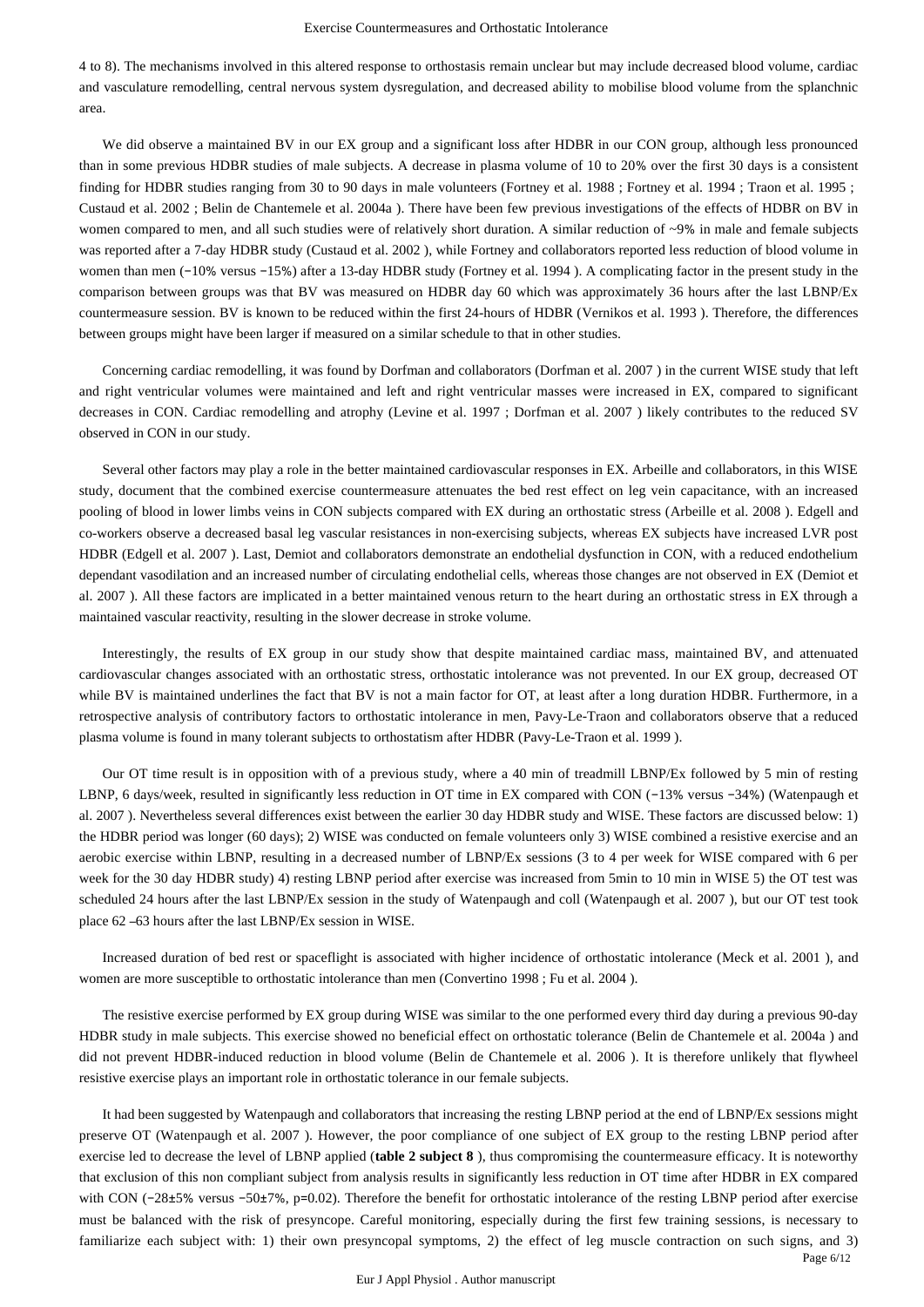4 to 8). The mechanisms involved in this altered response to orthostasis remain unclear but may include decreased blood volume, cardiac and vasculature remodelling, central nervous system dysregulation, and decreased ability to mobilise blood volume from the splanchnic area.

We did observe a maintained BV in our EX group and a significant loss after HDBR in our CON group, although less pronounced than in some previous HDBR studies of male subjects. A decrease in plasma volume of 10 to 20% over the first 30 days is a consistent finding for HDBR studies ranging from 30 to 90 days in male volunteers (Fortney et al. 1988 ; Fortney et al. 1994 ; Traon et al. 1995 ; Custaud et al. 2002 ; Belin de Chantemele et al. 2004a ). There have been few previous investigations of the effects of HDBR on BV in women compared to men, and all such studies were of relatively short duration. A similar reduction of ~9% in male and female subjects was reported after a 7-day HDBR study (Custaud et al. 2002 ), while Fortney and collaborators reported less reduction of blood volume in women than men (−10% versus −15%) after a 13-day HDBR study (Fortney et al. 1994 ). A complicating factor in the present study in the comparison between groups was that BV was measured on HDBR day 60 which was approximately 36 hours after the last LBNP/Ex countermeasure session. BV is known to be reduced within the first 24-hours of HDBR (Vernikos et al. 1993 ). Therefore, the differences between groups might have been larger if measured on a similar schedule to that in other studies.

Concerning cardiac remodelling, it was found by Dorfman and collaborators (Dorfman et al. 2007 ) in the current WISE study that left and right ventricular volumes were maintained and left and right ventricular masses were increased in EX, compared to significant decreases in CON. Cardiac remodelling and atrophy (Levine et al. 1997 ; Dorfman et al. 2007 ) likely contributes to the reduced SV observed in CON in our study.

Several other factors may play a role in the better maintained cardiovascular responses in EX. Arbeille and collaborators, in this WISE study, document that the combined exercise countermeasure attenuates the bed rest effect on leg vein capacitance, with an increased pooling of blood in lower limbs veins in CON subjects compared with EX during an orthostatic stress (Arbeille et al. 2008 ). Edgell and co-workers observe a decreased basal leg vascular resistances in non-exercising subjects, whereas EX subjects have increased LVR post HDBR (Edgell et al. 2007 ). Last, Demiot and collaborators demonstrate an endothelial dysfunction in CON, with a reduced endothelium dependant vasodilation and an increased number of circulating endothelial cells, whereas those changes are not observed in EX (Demiot et al. 2007 ). All these factors are implicated in a better maintained venous return to the heart during an orthostatic stress in EX through a maintained vascular reactivity, resulting in the slower decrease in stroke volume.

Interestingly, the results of EX group in our study show that despite maintained cardiac mass, maintained BV, and attenuated cardiovascular changes associated with an orthostatic stress, orthostatic intolerance was not prevented. In our EX group, decreased OT while BV is maintained underlines the fact that BV is not a main factor for OT, at least after a long duration HDBR. Furthermore, in a retrospective analysis of contributory factors to orthostatic intolerance in men, Pavy-Le-Traon and collaborators observe that a reduced plasma volume is found in many tolerant subjects to orthostatism after HDBR (Pavy-Le-Traon et al. 1999 ).

Our OT time result is in opposition with of a previous study, where a 40 min of treadmill LBNP/Ex followed by 5 min of resting LBNP, 6 days/week, resulted in significantly less reduction in OT time in EX compared with CON (−13% versus −34%) (Watenpaugh et al. 2007 ). Nevertheless several differences exist between the earlier 30 day HDBR study and WISE. These factors are discussed below: 1) the HDBR period was longer (60 days); 2) WISE was conducted on female volunteers only 3) WISE combined a resistive exercise and an aerobic exercise within LBNP, resulting in a decreased number of LBNP/Ex sessions (3 to 4 per week for WISE compared with 6 per week for the 30 day HDBR study) 4) resting LBNP period after exercise was increased from 5min to 10 min in WISE 5) the OT test was scheduled 24 hours after the last LBNP/Ex session in the study of Watenpaugh and coll (Watenpaugh et al. 2007 ), but our OT test took place 62 –63 hours after the last LBNP/Ex session in WISE.

Increased duration of bed rest or spaceflight is associated with higher incidence of orthostatic intolerance (Meck et al. 2001 ), and women are more susceptible to orthostatic intolerance than men (Convertino 1998 ; Fu et al. 2004 ).

The resistive exercise performed by EX group during WISE was similar to the one performed every third day during a previous 90-day HDBR study in male subjects. This exercise showed no beneficial effect on orthostatic tolerance (Belin de Chantemele et al. 2004a ) and did not prevent HDBR-induced reduction in blood volume (Belin de Chantemele et al. 2006 ). It is therefore unlikely that flywheel resistive exercise plays an important role in orthostatic tolerance in our female subjects.

It had been suggested by Watenpaugh and collaborators that increasing the resting LBNP period at the end of LBNP/Ex sessions might preserve OT (Watenpaugh et al. 2007 ). However, the poor compliance of one subject of EX group to the resting LBNP period after exercise led to decrease the level of LBNP applied (**table 2 subject 8** ), thus compromising the countermeasure efficacy. It is noteworthy that exclusion of this non compliant subject from analysis results in significantly less reduction in OT time after HDBR in EX compared with CON (−28±5% versus −50±7%, p=0.02). Therefore the benefit for orthostatic intolerance of the resting LBNP period after exercise must be balanced with the risk of presyncope. Careful monitoring, especially during the first few training sessions, is necessary to familiarize each subject with: 1) their own presyncopal symptoms, 2) the effect of leg muscle contraction on such signs, and 3)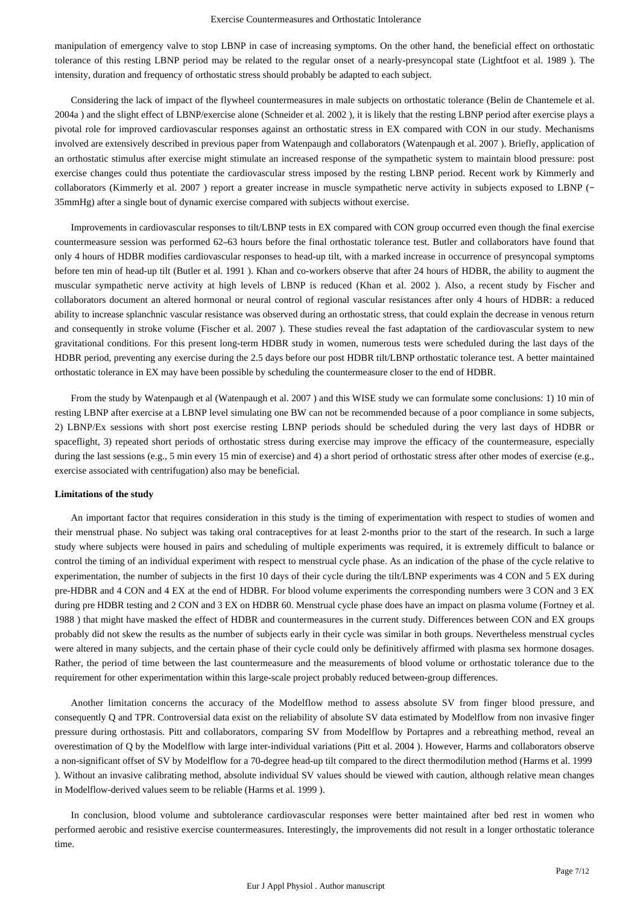manipulation of emergency valve to stop LBNP in case of increasing symptoms. On the other hand, the beneficial effect on orthostatic tolerance of this resting LBNP period may be related to the regular onset of a nearly-presyncopal state (Lightfoot et al. 1989 ). The intensity, duration and frequency of orthostatic stress should probably be adapted to each subject.

Considering the lack of impact of the flywheel countermeasures in male subjects on orthostatic tolerance (Belin de Chantemele et al. 2004a ) and the slight effect of LBNP/exercise alone (Schneider et al. 2002 ), it is likely that the resting LBNP period after exercise plays a pivotal role for improved cardiovascular responses against an orthostatic stress in EX compared with CON in our study. Mechanisms involved are extensively described in previous paper from Watenpaugh and collaborators (Watenpaugh et al. 2007 ). Briefly, application of an orthostatic stimulus after exercise might stimulate an increased response of the sympathetic system to maintain blood pressure: post exercise changes could thus potentiate the cardiovascular stress imposed by the resting LBNP period. Recent work by Kimmerly and collaborators (Kimmerly et al. 2007 ) report a greater increase in muscle sympathetic nerve activity in subjects exposed to LBNP (−35mmHg) after a single bout of dynamic exercise compared with subjects without exercise.

Improvements in cardiovascular responses to tilt/LBNP tests in EX compared with CON group occurred even though the final exercise countermeasure session was performed 62–63 hours before the final orthostatic tolerance test. Butler and collaborators have found that only 4 hours of HDBR modifies cardiovascular responses to head-up tilt, with a marked increase in occurrence of presyncopal symptoms before ten min of head-up tilt (Butler et al. 1991 ). Khan and co-workers observe that after 24 hours of HDBR, the ability to augment the muscular sympathetic nerve activity at high levels of LBNP is reduced (Khan et al. 2002 ). Also, a recent study by Fischer and collaborators document an altered hormonal or neural control of regional vascular resistances after only 4 hours of HDBR: a reduced ability to increase splanchnic vascular resistance was observed during an orthostatic stress, that could explain the decrease in venous return and consequently in stroke volume (Fischer et al. 2007 ). These studies reveal the fast adaptation of the cardiovascular system to new gravitational conditions. For this present long-term HDBR study in women, numerous tests were scheduled during the last days of the HDBR period, preventing any exercise during the 2.5 days before our post HDBR tilt/LBNP orthostatic tolerance test. A better maintained orthostatic tolerance in EX may have been possible by scheduling the countermeasure closer to the end of HDBR.

From the study by Watenpaugh et al (Watenpaugh et al. 2007 ) and this WISE study we can formulate some conclusions: 1) 10 min of resting LBNP after exercise at a LBNP level simulating one BW can not be recommended because of a poor compliance in some subjects, 2) LBNP/Ex sessions with short post exercise resting LBNP periods should be scheduled during the very last days of HDBR or spaceflight, 3) repeated short periods of orthostatic stress during exercise may improve the efficacy of the countermeasure, especially during the last sessions (e.g., 5 min every 15 min of exercise) and 4) a short period of orthostatic stress after other modes of exercise (e.g., exercise associated with centrifugation) also may be beneficial.

#### Limitations of the study

An important factor that requires consideration in this study is the timing of experimentation with respect to studies of women and their menstrual phase. No subject was taking oral contraceptives for at least 2-months prior to the start of the research. In such a large study where subjects were housed in pairs and scheduling of multiple experiments was required, it is extremely difficult to balance or control the timing of an individual experiment with respect to menstrual cycle phase. As an indication of the phase of the cycle relative to experimentation, the number of subjects in the first 10 days of their cycle during the tilt/LBNP experiments was 4 CON and 5 EX during pre-HDBR and 4 CON and 4 EX at the end of HDBR. For blood volume experiments the corresponding numbers were 3 CON and 3 EX during pre HDBR testing and 2 CON and 3 EX on HDBR 60. Menstrual cycle phase does have an impact on plasma volume (Fortney et al. 1988 ) that might have masked the effect of HDBR and countermeasures in the current study. Differences between CON and EX groups probably did not skew the results as the number of subjects early in their cycle was similar in both groups. Nevertheless menstrual cycles were altered in many subjects, and the certain phase of their cycle could only be definitively affirmed with plasma sex hormone dosages. Rather, the period of time between the last countermeasure and the measurements of blood volume or orthostatic tolerance due to the requirement for other experimentation within this large-scale project probably reduced between-group differences.

Another limitation concerns the accuracy of the Modelflow method to assess absolute SV from finger blood pressure, and consequently Q and TPR. Controversial data exist on the reliability of absolute SV data estimated by Modelflow from non invasive finger pressure during orthostasis. Pitt and collaborators, comparing SV from Modelflow by Portapres and a rebreathing method, reveal an overestimation of Q by the Modelflow with large inter-individual variations (Pitt et al. 2004 ). However, Harms and collaborators observe a non-significant offset of SV by Modelflow for a 70-degree head-up tilt compared to the direct thermodilution method (Harms et al. 1999 ). Without an invasive calibrating method, absolute individual SV values should be viewed with caution, although relative mean changes in Modelflow-derived values seem to be reliable (Harms et al. 1999 ).

In conclusion, blood volume and subtolerance cardiovascular responses were better maintained after bed rest in women who performed aerobic and resistive exercise countermeasures. Interestingly, the improvements did not result in a longer orthostatic tolerance time.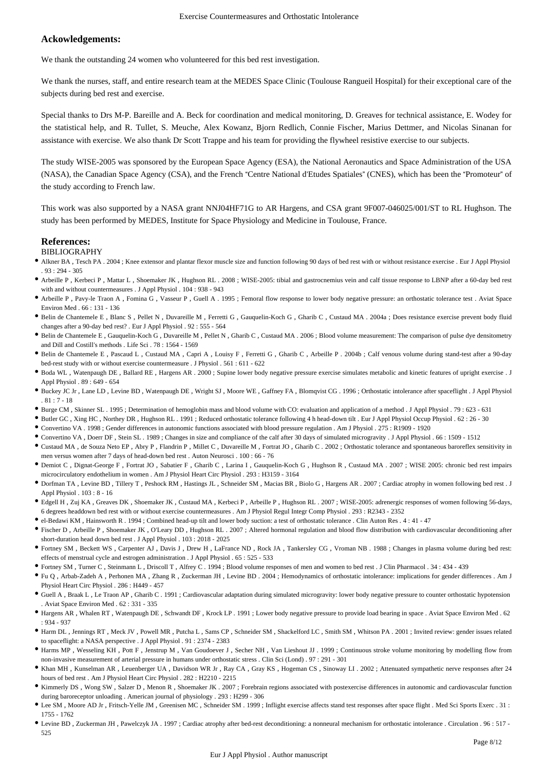## Ackowledgements:

We thank the outstanding 24 women who volunteered for this bed rest investigation.

We thank the nurses, staff, and entire research team at the MEDES Space Clinic (Toulouse Rangueil Hospital) for their exceptional care of the subjects during bed rest and exercise.

Special thanks to Drs M-P. Bareille and A. Beck for coordination and medical monitoring, D. Greaves for technical assistance, E. Wodey for the statistical help, and R. Tullet, S. Meuche, Alex Kowanz, Bjorn Redlich, Connie Fischer, Marius Dettmer, and Nicolas Sinanan for assistance with exercise. We also thank Dr Scott Trappe and his team for providing the flywheel resistive exercise to our subjects.

The study WISE-2005 was sponsored by the European Space Agency (ESA), the National Aeronautics and Space Administration of the USA (NASA), the Canadian Space Agency (CSA), and the French "Centre National d'Etudes Spatiales" (CNES), which has been the "Promoteur" of the study according to French law.

This work was also supported by a NASA grant NNJ04HF71G to AR Hargens, and CSA grant 9F007-046025/001/ST to RL Hughson. The study has been performed by MEDES, Institute for Space Physiology and Medicine in Toulouse, France.

## References:

BIBLIOGRAPHY

- Alkner BA , Tesch PA . 2004 ; Knee extensor and plantar flexor muscle size and function following 90 days of bed rest with or without resistance exercise . Eur J Appl Physiol . 93 : 294 - 305
- Arbeille P , Kerbeci P , Mattar L , Shoemaker JK , Hughson RL . 2008 ; WISE-2005: tibial and gastrocnemius vein and calf tissue response to LBNP after a 60-day bed rest with and without countermeasures . J Appl Physiol . 104 : 938 - 943
- Arbeille P , Pavy-le Traon A , Fomina G , Vasseur P , Guell A . 1995 ; Femoral flow response to lower body negative pressure: an orthostatic tolerance test . Aviat Space Environ Med . 66 : 131 - 136
- Belin de Chantemele E , Blanc S , Pellet N , Duvareille M , Ferretti G , Gauquelin-Koch G , Gharib C , Custaud MA . 2004a ; Does resistance exercise prevent body fluid changes after a 90-day bed rest? . Eur J Appl Physiol . 92 : 555 - 564
- Belin de Chantemele E , Gauquelin-Koch G , Duvareille M , Pellet N , Gharib C , Custaud MA . 2006 ; Blood volume measurement: The comparison of pulse dye densitometry and Dill and Costill's methods . Life Sci . 78 : 1564 - 1569
- Belin de Chantemele E , Pascaud L , Custaud MA , Capri A , Louisy F , Ferretti G , Gharib C , Arbeille P . 2004b ; Calf venous volume during stand-test after a 90-day bed-rest study with or without exercise countermeasure . J Physiol . 561 : 611 - 622
- Boda WL , Watenpaugh DE , Ballard RE , Hargens AR . 2000 ; Supine lower body negative pressure exercise simulates metabolic and kinetic features of upright exercise . J Appl Physiol . 89 : 649 - 654
- Buckey JC Jr , Lane LD , Levine BD , Watenpaugh DE , Wright SJ , Moore WE , Gaffney FA , Blomqvist CG . 1996 ; Orthostatic intolerance after spaceflight . J Appl Physiol . 81 : 7 - 18
- Burge CM , Skinner SL . 1995 ; Determination of hemoglobin mass and blood volume with CO: evaluation and application of a method . J Appl Physiol . 79 : 623 - 631
- Butler GC , Xing HC , Northey DR , Hughson RL . 1991 ; Reduced orthostatic tolerance following 4 h head-down tilt . Eur J Appl Physiol Occup Physiol . 62 : 26 - 30
- Convertino VA . 1998 ; Gender differences in autonomic functions associated with blood pressure regulation . Am J Physiol . 275 : R1909 - 1920
- Convertino VA , Doerr DF , Stein SL . 1989 ; Changes in size and compliance of the calf after 30 days of simulated microgravity . J Appl Physiol . 66 : 1509 - 1512
- Custaud MA , de Souza Neto EP , Abry P , Flandrin P , Millet C , Duvareille M , Fortrat JO , Gharib C . 2002 ; Orthostatic tolerance and spontaneous baroreflex sensitivity in men versus women after 7 days of head-down bed rest . Auton Neurosci . 100 : 66 - 76
- Demiot C , Dignat-George F , Fortrat JO , Sabatier F , Gharib C , Larina I , Gauquelin-Koch G , Hughson R , Custaud MA . 2007 ; WISE 2005: chronic bed rest impairs microcirculatory endothelium in women . Am J Physiol Heart Circ Physiol . 293 : H3159 - 3164
- Dorfman TA , Levine BD , Tillery T , Peshock RM , Hastings JL , Schneider SM , Macias BR , Biolo G , Hargens AR . 2007 ; Cardiac atrophy in women following bed rest . J Appl Physiol . 103 : 8 - 16
- Edgell H , Zuj KA , Greaves DK , Shoemaker JK , Custaud MA , Kerbeci P , Arbeille P , Hughson RL . 2007 ; WISE-2005: adrenergic responses of women following 56-days, 6 degrees headdown bed rest with or without exercise countermeasures . Am J Physiol Regul Integr Comp Physiol . 293 : R2343 - 2352
- el-Bedawi KM , Hainsworth R . 1994 ; Combined head-up tilt and lower body suction: a test of orthostatic tolerance . Clin Auton Res . 4 : 41 - 47
- Fischer D , Arbeille P , Shoemaker JK , O'Leary DD , Hughson RL . 2007 ; Altered hormonal regulation and blood flow distribution with cardiovascular deconditioning after short-duration head down bed rest . J Appl Physiol . 103 : 2018 - 2025
- Fortney SM , Beckett WS , Carpenter AJ , Davis J , Drew H , LaFrance ND , Rock JA , Tankersley CG , Vroman NB . 1988 ; Changes in plasma volume during bed rest: effects of menstrual cycle and estrogen administration . J Appl Physiol . 65 : 525 - 533
- Fortney SM , Turner C , Steinmann L , Driscoll T , Alfrey C . 1994 ; Blood volume responses of men and women to bed rest . J Clin Pharmacol . 34 : 434 - 439
- Fu Q , Arbab-Zadeh A , Perhonen MA , Zhang R , Zuckerman JH , Levine BD . 2004 ; Hemodynamics of orthostatic intolerance: implications for gender differences . Am J Physiol Heart Circ Physiol . 286 : H449 - 457
- Guell A , Braak L , Le Traon AP , Gharib C . 1991 ; Cardiovascular adaptation during simulated microgravity: lower body negative pressure to counter orthostatic hypotension . Aviat Space Environ Med . 62 : 331 - 335
- Hargens AR , Whalen RT , Watenpaugh DE , Schwandt DF , Krock LP . 1991 ; Lower body negative pressure to provide load bearing in space . Aviat Space Environ Med . 62 : 934 - 937
- Harm DL , Jennings RT , Meck JV , Powell MR , Putcha L , Sams CP , Schneider SM , Shackelford LC , Smith SM , Whitson PA . 2001 ; Invited review: gender issues related to spaceflight: a NASA perspective . J Appl Physiol . 91 : 2374 - 2383
- Harms MP , Wesseling KH , Pott F , Jenstrup M , Van Goudoever J , Secher NH , Van Lieshout JJ . 1999 ; Continuous stroke volume monitoring by modelling flow from non-invasive measurement of arterial pressure in humans under orthostatic stress . Clin Sci (Lond) . 97 : 291 - 301
- Khan MH , Kunselman AR , Leuenberger UA , Davidson WR Jr , Ray CA , Gray KS , Hogeman CS , Sinoway LI . 2002 ; Attenuated sympathetic nerve responses after 24 hours of bed rest . Am J Physiol Heart Circ Physiol . 282 : H2210 - 2215
- Kimmerly DS , Wong SW , Salzer D , Menon R , Shoemaker JK . 2007 ; Forebrain regions associated with postexercise differences in autonomic and cardiovascular function during baroreceptor unloading . American journal of physiology . 293 : H299 - 306
- Lee SM , Moore AD Jr , Fritsch-Yelle JM , Greenisen MC , Schneider SM . 1999 ; Inflight exercise affects stand test responses after space flight . Med Sci Sports Exerc . 31 : 1755 - 1762
- Levine BD , Zuckerman JH , Pawelczyk JA . 1997 ; Cardiac atrophy after bed-rest deconditioning: a nonneural mechanism for orthostatic intolerance . Circulation . 96 : 517 - 525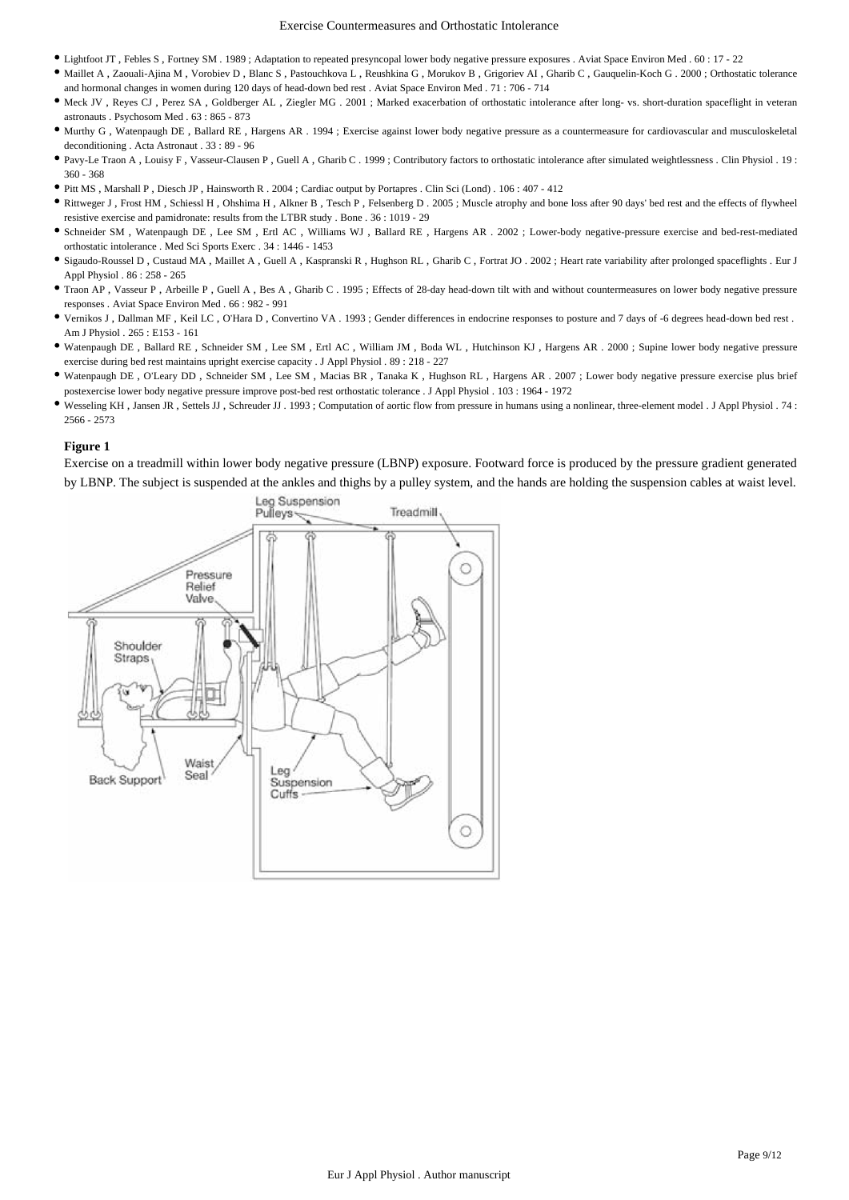- Lightfoot JT , Febles S , Fortney SM . 1989 ; Adaptation to repeated presyncopal lower body negative pressure exposures . Aviat Space Environ Med . 60 : 17 - 22
- Maillet A , Zaouali-Ajina M , Vorobiev D , Blanc S , Pastouchkova L , Reushkina G , Morukov B , Grigoriev AI , Gharib C , Gauquelin-Koch G . 2000 ; Orthostatic tolerance and hormonal changes in women during 120 days of head-down bed rest . Aviat Space Environ Med . 71 : 706 - 714
- Meck JV , Reyes CJ , Perez SA , Goldberger AL , Ziegler MG . 2001 ; Marked exacerbation of orthostatic intolerance after long- vs. short-duration spaceflight in veteran astronauts . Psychosom Med . 63 : 865 - 873
- Murthy G , Watenpaugh DE , Ballard RE , Hargens AR . 1994 ; Exercise against lower body negative pressure as a countermeasure for cardiovascular and musculoskeletal deconditioning . Acta Astronaut . 33 : 89 - 96
- Pavy-Le Traon A , Louisy F , Vasseur-Clausen P , Guell A , Gharib C . 1999 ; Contributory factors to orthostatic intolerance after simulated weightlessness . Clin Physiol . 19 : 360 - 368
- Pitt MS , Marshall P , Diesch JP , Hainsworth R . 2004 ; Cardiac output by Portapres . Clin Sci (Lond) . 106 : 407 - 412
- Rittweger J , Frost HM , Schiessl H , Ohshima H , Alkner B , Tesch P , Felsenberg D . 2005 ; Muscle atrophy and bone loss after 90 days' bed rest and the effects of flywheel resistive exercise and pamidronate: results from the LTBR study . Bone . 36 : 1019 - 29
- Schneider SM , Watenpaugh DE , Lee SM , Ertl AC , Williams WJ , Ballard RE , Hargens AR . 2002 ; Lower-body negative-pressure exercise and bed-rest-mediated orthostatic intolerance . Med Sci Sports Exerc . 34 : 1446 - 1453
- Sigaudo-Roussel D , Custaud MA , Maillet A , Guell A , Kaspranski R , Hughson RL , Gharib C , Fortrat JO . 2002 ; Heart rate variability after prolonged spaceflights . Eur J Appl Physiol . 86 : 258 - 265
- Traon AP , Vasseur P , Arbeille P , Guell A , Bes A , Gharib C . 1995 ; Effects of 28-day head-down tilt with and without countermeasures on lower body negative pressure responses . Aviat Space Environ Med . 66 : 982 - 991
- Vernikos J , Dallman MF , Keil LC , O'Hara D , Convertino VA . 1993 ; Gender differences in endocrine responses to posture and 7 days of -6 degrees head-down bed rest . Am J Physiol . 265 : E153 - 161
- Watenpaugh DE , Ballard RE , Schneider SM , Lee SM , Ertl AC , William JM , Boda WL , Hutchinson KJ , Hargens AR . 2000 ; Supine lower body negative pressure exercise during bed rest maintains upright exercise capacity . J Appl Physiol . 89 : 218 - 227
- Watenpaugh DE , O'Leary DD , Schneider SM , Lee SM , Macias BR , Tanaka K , Hughson RL , Hargens AR . 2007 ; Lower body negative pressure exercise plus brief postexercise lower body negative pressure improve post-bed rest orthostatic tolerance . J Appl Physiol . 103 : 1964 - 1972
- Wesseling KH , Jansen JR , Settels JJ , Schreuder JJ . 1993 ; Computation of aortic flow from pressure in humans using a nonlinear, three-element model . J Appl Physiol . 74 : 2566 - 2573

**Figure 1**

Exercise on a treadmill within lower body negative pressure (LBNP) exposure. Footward force is produced by the pressure gradient generated by LBNP. The subject is suspended at the ankles and thighs by a pulley system, and the hands are holding the suspension cables at waist level.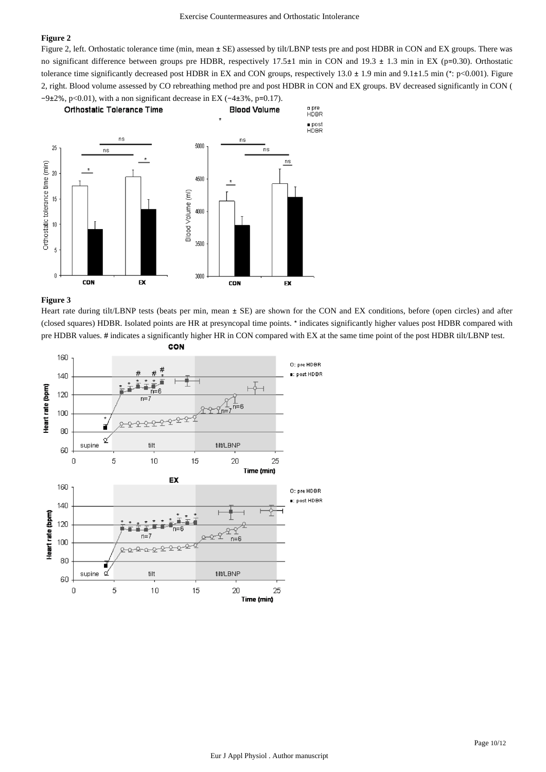### Figure 2

Figure 2, left. Orthostatic tolerance time (min, mean ± SE) assessed by tilt/LBNP tests pre and post HDBR in CON and EX groups. There was no significant difference between groups pre HDBR, respectively 17.5±1 min in CON and 19.3 ± 1.3 min in EX (p=0.30). Orthostatic tolerance time significantly decreased post HDBR in EX and CON groups, respectively 13.0 ± 1.9 min and 9.1±1.5 min (*: p<0.001). Figure 2, right. Blood volume assessed by CO rebreathing method pre and post HDBR in CON and EX groups. BV decreased significantly in CON (−9±2%, p<0.01), with a non significant decrease in EX (−4±3%, p=0.17).

### Figure 3

Heart rate during tilt/LBNP tests (beats per min, mean ± SE) are shown for the CON and EX conditions, before (open circles) and after (closed squares) HDBR. Isolated points are HR at presyncopal time points. * indicates significantly higher values post HDBR compared with pre HDBR values. # indicates a significantly higher HR in CON compared with EX at the same time point of the post HDBR tilt/LBNP test.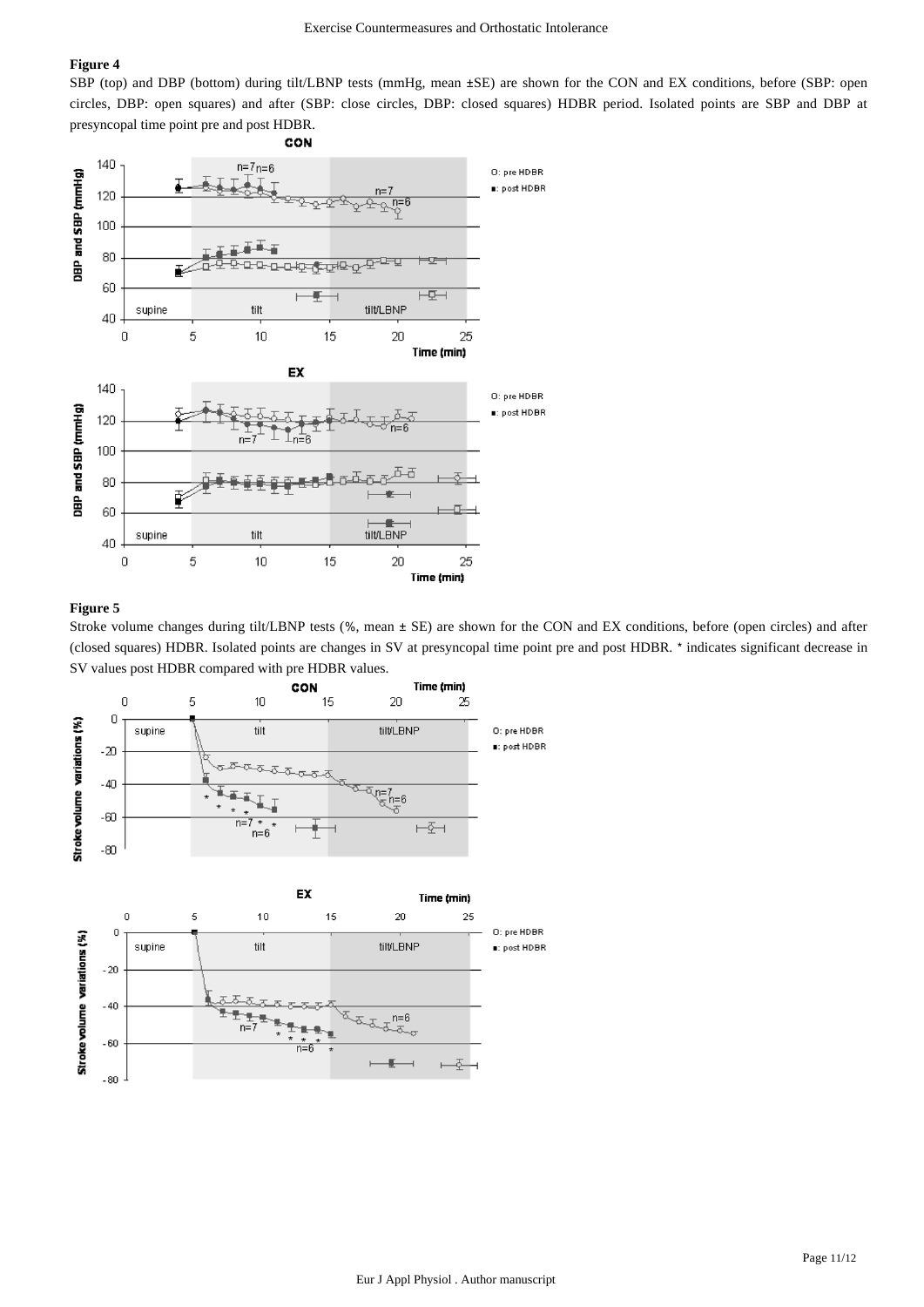**Figure 4**

SBP (top) and DBP (bottom) during tilt/LBNP tests (mmHg, mean ±SE) are shown for the CON and EX conditions, before (SBP: open circles, DBP: open squares) and after (SBP: close circles, DBP: closed squares) HDBR period. Isolated points are SBP and DBP at presyncopal time point pre and post HDBR.

**Figure 5**

Stroke volume changes during tilt/LBNP tests (%, mean ± SE) are shown for the CON and EX conditions, before (open circles) and after (closed squares) HDBR. Isolated points are changes in SV at presyncopal time point pre and post HDBR. * indicates significant decrease in SV values post HDBR compared with pre HDBR values.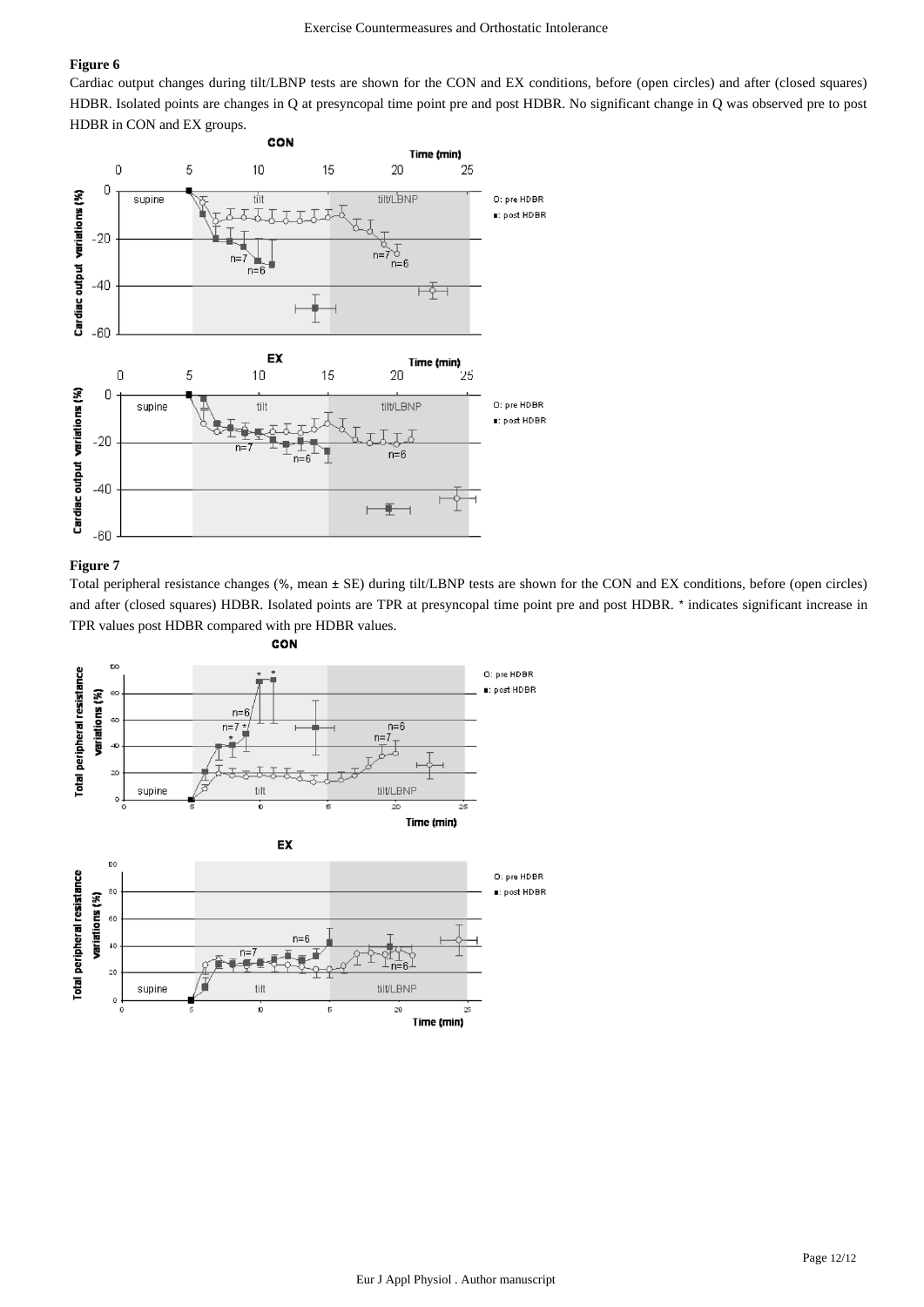### Figure 6

Cardiac output changes during tilt/LBNP tests are shown for the CON and EX conditions, before (open circles) and after (closed squares) HDBR. Isolated points are changes in Q at presyncopal time point pre and post HDBR. No significant change in Q was observed pre to post HDBR in CON and EX groups.

CON

Time (min)

0 5 10 15 20 25

0 -20 -40 -60

Cardiac output variations (%)

supine tilt tilt/LBNP

n=7 n=6 n=7 n=6

O: pre HDBR
■: post HDBR

EX

Time (min)

0 5 10 15 20 25

0 -20 -40 -60

Cardiac output variations (%)

supine tilt tilt/LBNP

n=7 n=6 n=6

O: pre HDBR
■: post HDBR

### Figure 7

Total peripheral resistance changes (%, mean ± SE) during tilt/LBNP tests are shown for the CON and EX conditions, before (open circles) and after (closed squares) HDBR. Isolated points are TPR at presyncopal time point pre and post HDBR. * indicates significant increase in TPR values post HDBR compared with pre HDBR values.

CON

Total peripheral resistance variations (%)

100 80 60 40 20 0

0 5 10 15 20 25

Time (min)

supine tilt tilt/LBNP

n=6 n=7 n=6 n=7

O: pre HDBR
■: post HDBR

EX

Total peripheral resistance variations (%)

100 80 60 40 20 0

0 5 10 15 20 25

Time (min)

supine tilt tilt/LBNP

n=7 n=6 n=6

O: pre HDBR
■: post HDBR